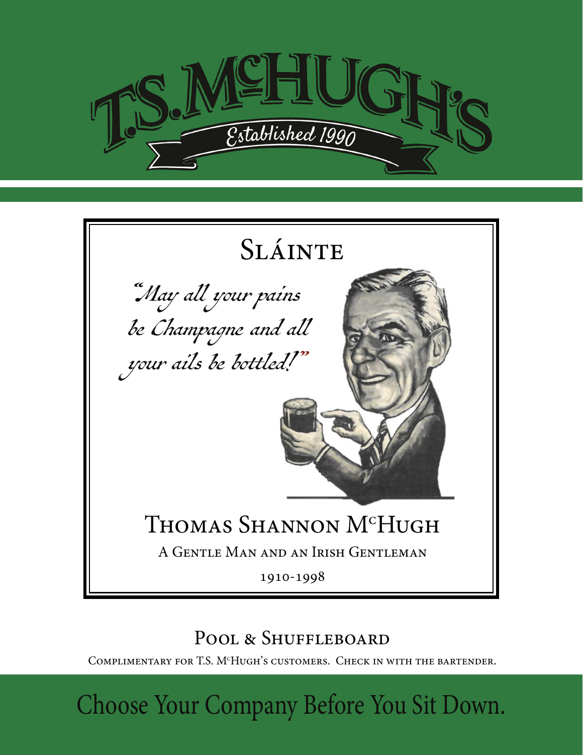# T.S. McHUGH'S

Established 1990

## Sláinte

*"May all your pains be Champagne and all your ails be bottled!"*

### Thomas Shannon McHugh

A Gentle Man and an Irish Gentleman

1910-1998

## Pool & Shuffleboard

Complimentary for T.S. McHugh's customers. Check in with the bartender.

Choose Your Company Before You Sit Down.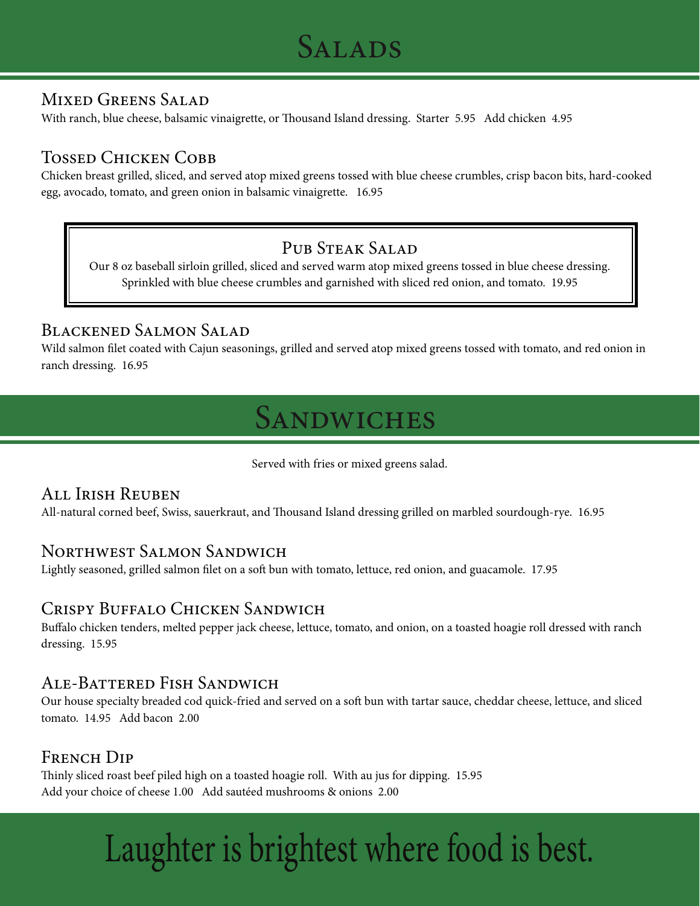# Salads

### Mixed Greens Salad

With ranch, blue cheese, balsamic vinaigrette, or Thousand Island dressing. Starter 5.95 Add chicken 4.95

### Tossed Chicken Cobb

Chicken breast grilled, sliced, and served atop mixed greens tossed with blue cheese crumbles, crisp bacon bits, hard-cooked egg, avocado, tomato, and green onion in balsamic vinaigrette. 16.95

### Pub Steak Salad

Our 8 oz baseball sirloin grilled, sliced and served warm atop mixed greens tossed in blue cheese dressing. Sprinkled with blue cheese crumbles and garnished with sliced red onion, and tomato. 19.95

### Blackened Salmon Salad

Wild salmon filet coated with Cajun seasonings, grilled and served atop mixed greens tossed with tomato, and red onion in ranch dressing. 16.95

# Sandwiches

Served with fries or mixed greens salad.

### All Irish Reuben

All-natural corned beef, Swiss, sauerkraut, and Thousand Island dressing grilled on marbled sourdough-rye. 16.95

### Northwest Salmon Sandwich

Lightly seasoned, grilled salmon filet on a soft bun with tomato, lettuce, red onion, and guacamole. 17.95

### Crispy Buffalo Chicken Sandwich

Buffalo chicken tenders, melted pepper jack cheese, lettuce, tomato, and onion, on a toasted hoagie roll dressed with ranch dressing. 15.95

### Ale-Battered Fish Sandwich

Our house specialty breaded cod quick-fried and served on a soft bun with tartar sauce, cheddar cheese, lettuce, and sliced tomato. 14.95 Add bacon 2.00

### French Dip

Thinly sliced roast beef piled high on a toasted hoagie roll. With au jus for dipping. 15.95
Add your choice of cheese 1.00 Add sautéed mushrooms & onions 2.00

Laughter is brightest where food is best.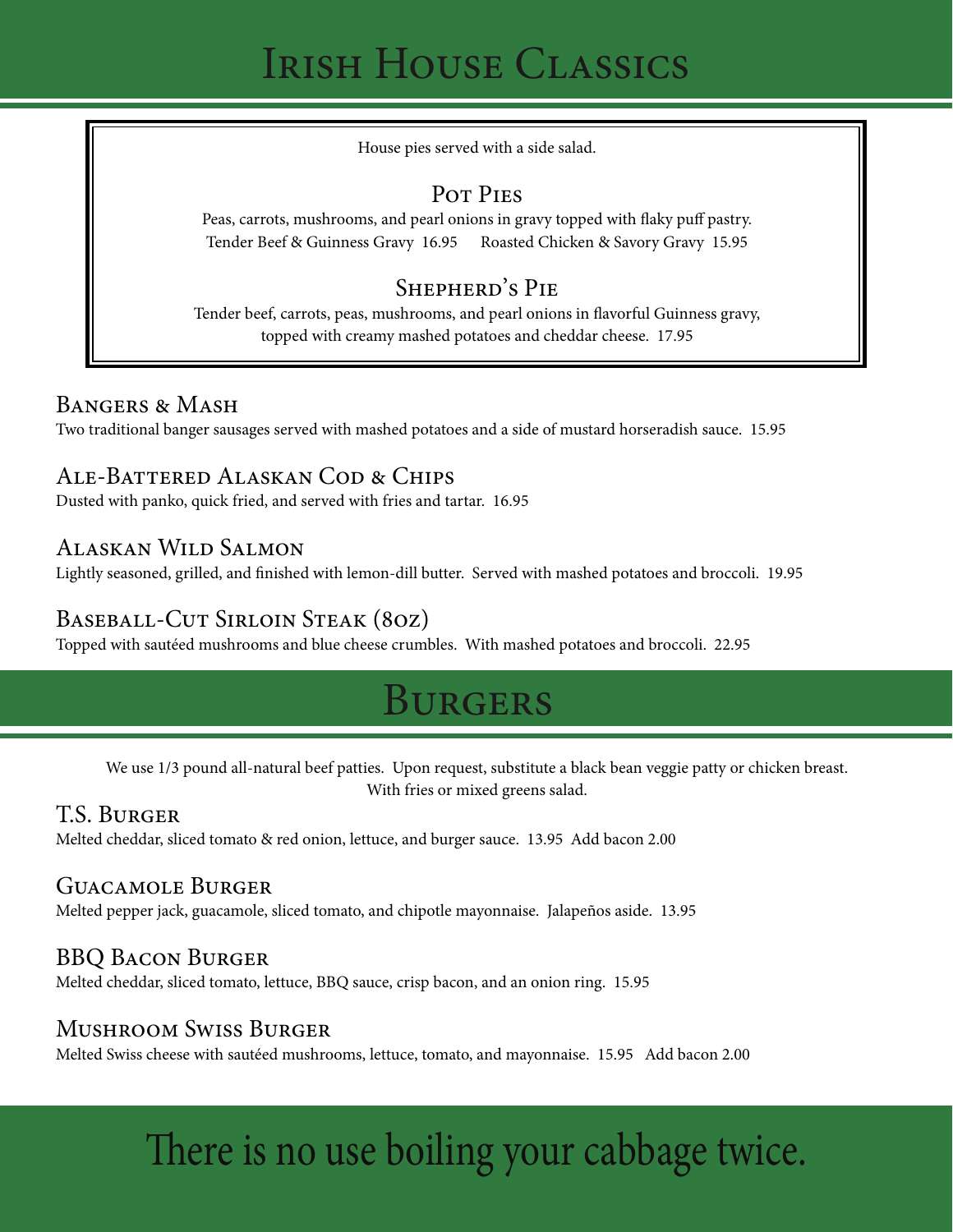# Irish House Classics

House pies served with a side salad.

### Pot Pies

Peas, carrots, mushrooms, and pearl onions in gravy topped with flaky puff pastry.

Tender Beef & Guinness Gravy 16.95 Roasted Chicken & Savory Gravy 15.95

### Shepherd's Pie

Tender beef, carrots, peas, mushrooms, and pearl onions in flavorful Guinness gravy, topped with creamy mashed potatoes and cheddar cheese. 17.95

### Bangers & Mash

Two traditional banger sausages served with mashed potatoes and a side of mustard horseradish sauce. 15.95

### Ale-Battered Alaskan Cod & Chips

Dusted with panko, quick fried, and served with fries and tartar. 16.95

### Alaskan Wild Salmon

Lightly seasoned, grilled, and finished with lemon-dill butter. Served with mashed potatoes and broccoli. 19.95

### Baseball-Cut Sirloin Steak (8oz)

Topped with sautéed mushrooms and blue cheese crumbles. With mashed potatoes and broccoli. 22.95

# Burgers

We use 1/3 pound all-natural beef patties. Upon request, substitute a black bean veggie patty or chicken breast. With fries or mixed greens salad.

### T.S. Burger

Melted cheddar, sliced tomato & red onion, lettuce, and burger sauce. 13.95 Add bacon 2.00

### Guacamole Burger

Melted pepper jack, guacamole, sliced tomato, and chipotle mayonnaise. Jalapeños aside. 13.95

### BBQ Bacon Burger

Melted cheddar, sliced tomato, lettuce, BBQ sauce, crisp bacon, and an onion ring. 15.95

### Mushroom Swiss Burger

Melted Swiss cheese with sautéed mushrooms, lettuce, tomato, and mayonnaise. 15.95 Add bacon 2.00

There is no use boiling your cabbage twice.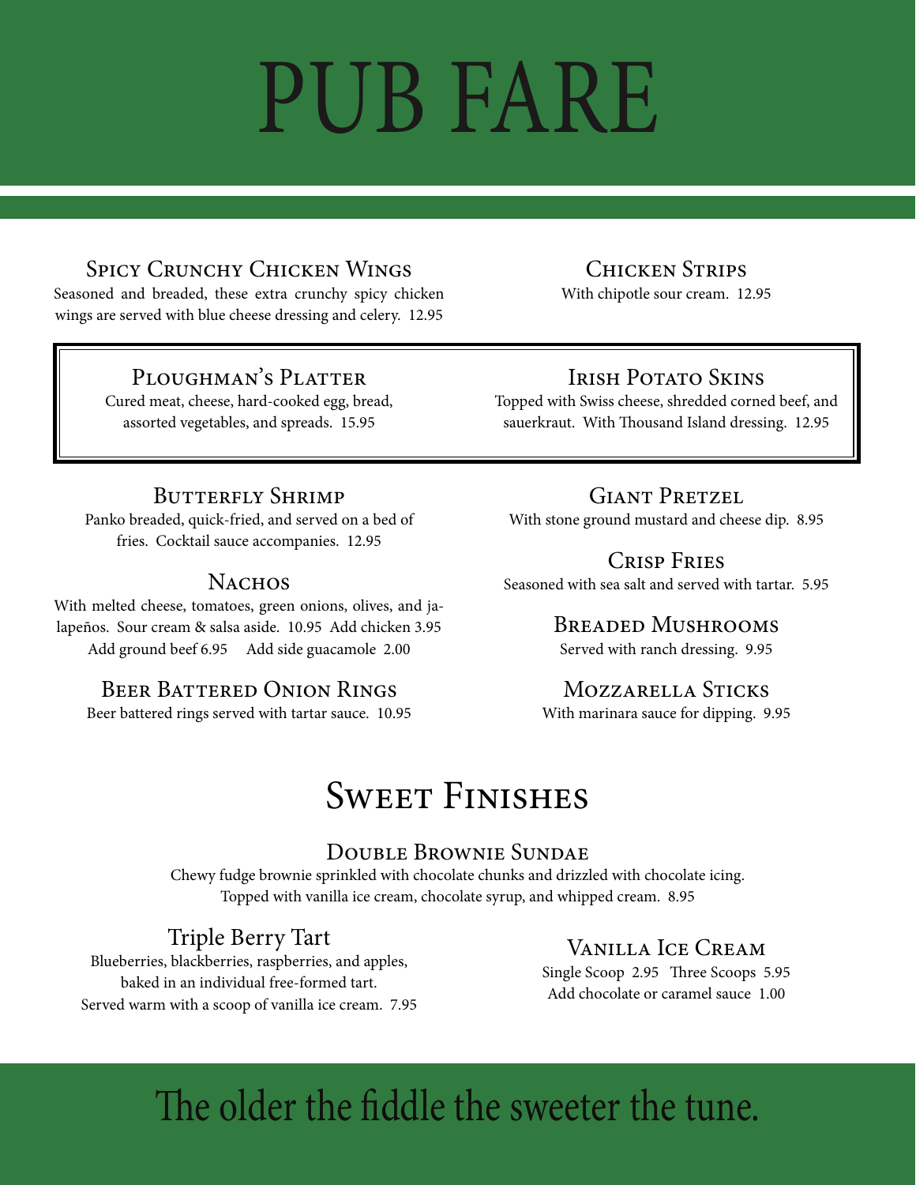# PUB FARE

### Spicy Crunchy Chicken Wings

Seasoned and breaded, these extra crunchy spicy chicken wings are served with blue cheese dressing and celery. 12.95

### Chicken Strips

With chipotle sour cream. 12.95

### Ploughman's Platter

Cured meat, cheese, hard-cooked egg, bread, assorted vegetables, and spreads. 15.95

### Irish Potato Skins

Topped with Swiss cheese, shredded corned beef, and sauerkraut. With Thousand Island dressing. 12.95

### Butterfly Shrimp

Panko breaded, quick-fried, and served on a bed of fries. Cocktail sauce accompanies. 12.95

### Nachos

With melted cheese, tomatoes, green onions, olives, and jalapeños. Sour cream & salsa aside. 10.95 Add chicken 3.95 Add ground beef 6.95 Add side guacamole 2.00

### Beer Battered Onion Rings

Beer battered rings served with tartar sauce. 10.95

### Giant Pretzel

With stone ground mustard and cheese dip. 8.95

### Crisp Fries

Seasoned with sea salt and served with tartar. 5.95

### Breaded Mushrooms

Served with ranch dressing. 9.95

### Mozzarella Sticks

With marinara sauce for dipping. 9.95

## Sweet Finishes

### Double Brownie Sundae

Chewy fudge brownie sprinkled with chocolate chunks and drizzled with chocolate icing. Topped with vanilla ice cream, chocolate syrup, and whipped cream. 8.95

### Triple Berry Tart

Blueberries, blackberries, raspberries, and apples, baked in an individual free-formed tart. Served warm with a scoop of vanilla ice cream. 7.95

### Vanilla Ice Cream

Single Scoop 2.95 Three Scoops 5.95
Add chocolate or caramel sauce 1.00

The older the fiddle the sweeter the tune.